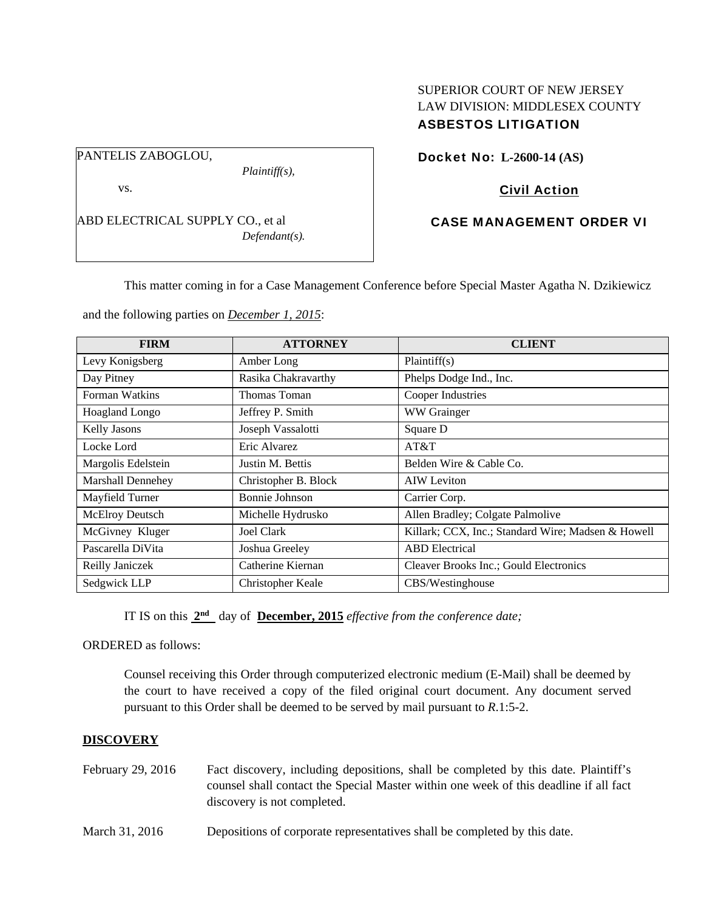SUPERIOR COURT OF NEW JERSEY
LAW DIVISION: MIDDLESEX COUNTY
**ASBESTOS LITIGATION**

PANTELIS ZABOGLOU,
*Plaintiff(s),*

vs.

ABD ELECTRICAL SUPPLY CO., et al
*Defendant(s).*

**Docket No: L-2600-14 (AS)**

**Civil Action**

**CASE MANAGEMENT ORDER VI**

This matter coming in for a Case Management Conference before Special Master Agatha N. Dzikiewicz and the following parties on *December 1, 2015*:

| FIRM | ATTORNEY | CLIENT |
|---|---|---|
| Levy Konigsberg | Amber Long | Plaintiff(s) |
| Day Pitney | Rasika Chakravarthy | Phelps Dodge Ind., Inc. |
| Forman Watkins | Thomas Toman | Cooper Industries |
| Hoagland Longo | Jeffrey P. Smith | WW Grainger |
| Kelly Jasons | Joseph Vassalotti | Square D |
| Locke Lord | Eric Alvarez | AT&T |
| Margolis Edelstein | Justin M. Bettis | Belden Wire & Cable Co. |
| Marshall Dennehey | Christopher B. Block | AIW Leviton |
| Mayfield Turner | Bonnie Johnson | Carrier Corp. |
| McElroy Deutsch | Michelle Hydrusko | Allen Bradley; Colgate Palmolive |
| McGivney Kluger | Joel Clark | Killark; CCX, Inc.; Standard Wire; Madsen & Howell |
| Pascarella DiVita | Joshua Greeley | ABD Electrical |
| Reilly Janiczek | Catherine Kiernan | Cleaver Brooks Inc.; Gould Electronics |
| Sedgwick LLP | Christopher Keale | CBS/Westinghouse |

IT IS on this **2nd** day of **December, 2015** *effective from the conference date;*

ORDERED as follows:

Counsel receiving this Order through computerized electronic medium (E-Mail) shall be deemed by the court to have received a copy of the filed original court document. Any document served pursuant to this Order shall be deemed to be served by mail pursuant to *R*.1:5-2.

**DISCOVERY**

February 29, 2016 — Fact discovery, including depositions, shall be completed by this date. Plaintiff's counsel shall contact the Special Master within one week of this deadline if all fact discovery is not completed.

March 31, 2016 — Depositions of corporate representatives shall be completed by this date.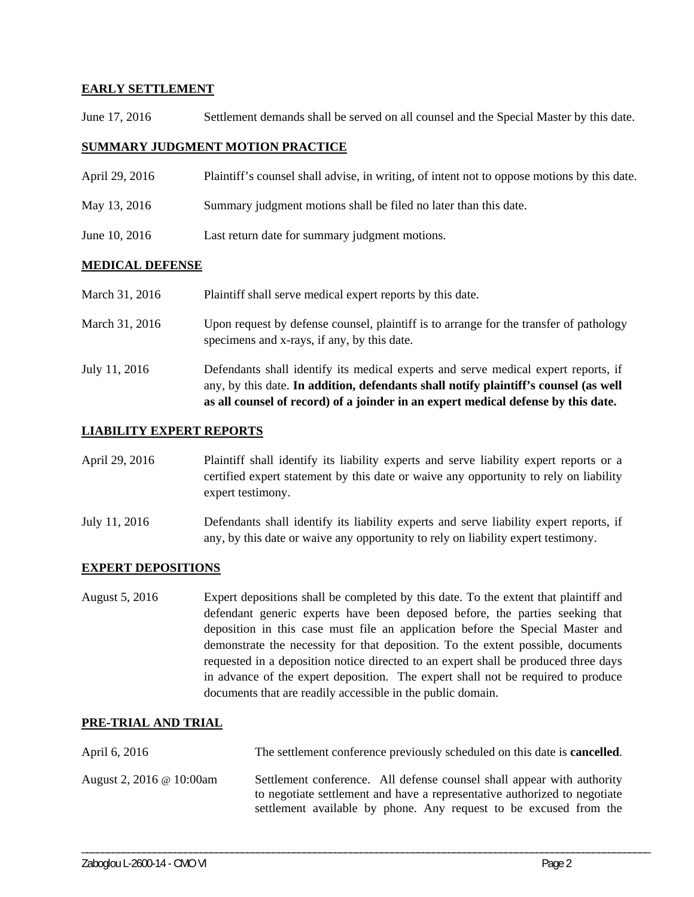**EARLY SETTLEMENT**

June 17, 2016 Settlement demands shall be served on all counsel and the Special Master by this date.

**SUMMARY JUDGMENT MOTION PRACTICE**

April 29, 2016 Plaintiff's counsel shall advise, in writing, of intent not to oppose motions by this date.

May 13, 2016 Summary judgment motions shall be filed no later than this date.

June 10, 2016 Last return date for summary judgment motions.

**MEDICAL DEFENSE**

March 31, 2016 Plaintiff shall serve medical expert reports by this date.

March 31, 2016 Upon request by defense counsel, plaintiff is to arrange for the transfer of pathology specimens and x-rays, if any, by this date.

July 11, 2016 Defendants shall identify its medical experts and serve medical expert reports, if any, by this date. **In addition, defendants shall notify plaintiff's counsel (as well as all counsel of record) of a joinder in an expert medical defense by this date.**

**LIABILITY EXPERT REPORTS**

April 29, 2016 Plaintiff shall identify its liability experts and serve liability expert reports or a certified expert statement by this date or waive any opportunity to rely on liability expert testimony.

July 11, 2016 Defendants shall identify its liability experts and serve liability expert reports, if any, by this date or waive any opportunity to rely on liability expert testimony.

**EXPERT DEPOSITIONS**

August 5, 2016 Expert depositions shall be completed by this date. To the extent that plaintiff and defendant generic experts have been deposed before, the parties seeking that deposition in this case must file an application before the Special Master and demonstrate the necessity for that deposition. To the extent possible, documents requested in a deposition notice directed to an expert shall be produced three days in advance of the expert deposition. The expert shall not be required to produce documents that are readily accessible in the public domain.

**PRE-TRIAL AND TRIAL**

April 6, 2016 The settlement conference previously scheduled on this date is **cancelled**.

August 2, 2016 @ 10:00am Settlement conference. All defense counsel shall appear with authority to negotiate settlement and have a representative authorized to negotiate settlement available by phone. Any request to be excused from the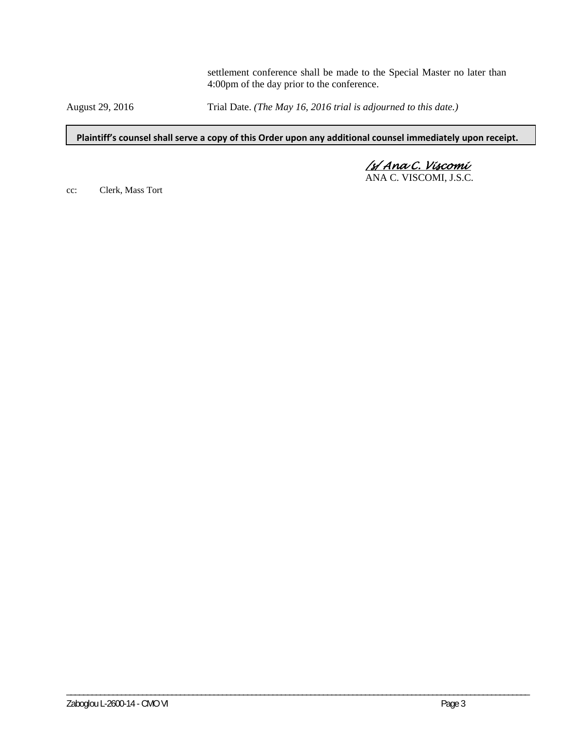settlement conference shall be made to the Special Master no later than 4:00pm of the day prior to the conference.

August 29, 2016 Trial Date. *(The May 16, 2016 trial is adjourned to this date.)*

**Plaintiff's counsel shall serve a copy of this Order upon any additional counsel immediately upon receipt.**

*/s/ Ana C. Viscomi*
ANA C. VISCOMI, J.S.C.

cc: Clerk, Mass Tort